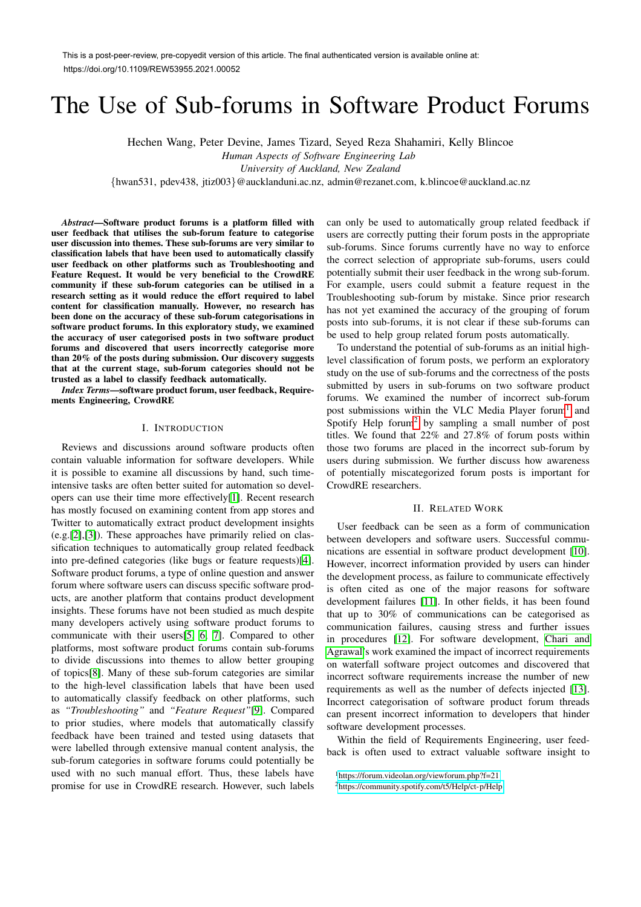This is a post-peer-review, pre-copyedit version of this article. The final authenticated version is available online at: https://doi.org/10.1109/REW53955.2021.00052

# The Use of Sub-forums in Software Product Forums

Hechen Wang, Peter Devine, James Tizard, Seyed Reza Shahamiri, Kelly Blincoe

*Human Aspects of Software Engineering Lab*
*University of Auckland, New Zealand*
{hwan531, pdev438, jtiz003}@aucklanduni.ac.nz, admin@rezanet.com, k.blincoe@auckland.ac.nz

***Abstract*—Software product forums is a platform filled with user feedback that utilises the sub-forum feature to categorise user discussion into themes. These sub-forums are very similar to classification labels that have been used to automatically classify user feedback on other platforms such as Troubleshooting and Feature Request. It would be very beneficial to the CrowdRE community if these sub-forum categories can be utilised in a research setting as it would reduce the effort required to label content for classification manually. However, no research has been done on the accuracy of these sub-forum categorisations in software product forums. In this exploratory study, we examined the accuracy of user categorised posts in two software product forums and discovered that users incorrectly categorise more than 20% of the posts during submission. Our discovery suggests that at the current stage, sub-forum categories should not be trusted as a label to classify feedback automatically.**

***Index Terms*—software product forum, user feedback, Requirements Engineering, CrowdRE**

## I. Introduction

Reviews and discussions around software products often contain valuable information for software developers. While it is possible to examine all discussions by hand, such time-intensive tasks are often better suited for automation so developers can use their time more effectively[1]. Recent research has mostly focused on examining content from app stores and Twitter to automatically extract product development insights (e.g.[2],[3]). These approaches have primarily relied on classification techniques to automatically group related feedback into pre-defined categories (like bugs or feature requests)[4]. Software product forums, a type of online question and answer forum where software users can discuss specific software products, are another platform that contains product development insights. These forums have not been studied as much despite many developers actively using software product forums to communicate with their users[5, 6, 7]. Compared to other platforms, most software product forums contain sub-forums to divide discussions into themes to allow better grouping of topics[8]. Many of these sub-forum categories are similar to the high-level classification labels that have been used to automatically classify feedback on other platforms, such as *"Troubleshooting"* and *"Feature Request"*[9]. Compared to prior studies, where models that automatically classify feedback have been trained and tested using datasets that were labelled through extensive manual content analysis, the sub-forum categories in software forums could potentially be used with no such manual effort. Thus, these labels have promise for use in CrowdRE research. However, such labels can only be used to automatically group related feedback if users are correctly putting their forum posts in the appropriate sub-forums. Since forums currently have no way to enforce the correct selection of appropriate sub-forums, users could potentially submit their user feedback in the wrong sub-forum. For example, users could submit a feature request in the Troubleshooting sub-forum by mistake. Since prior research has not yet examined the accuracy of the grouping of forum posts into sub-forums, it is not clear if these sub-forums can be used to help group related forum posts automatically.

To understand the potential of sub-forums as an initial high-level classification of forum posts, we perform an exploratory study on the use of sub-forums and the correctness of the posts submitted by users in sub-forums on two software product forums. We examined the number of incorrect sub-forum post submissions within the VLC Media Player forum[1] and Spotify Help forum[2] by sampling a small number of post titles. We found that 22% and 27.8% of forum posts within those two forums are placed in the incorrect sub-forum by users during submission. We further discuss how awareness of potentially miscategorized forum posts is important for CrowdRE researchers.

## II. Related Work

User feedback can be seen as a form of communication between developers and software users. Successful communications are essential in software product development [10]. However, incorrect information provided by users can hinder the development process, as failure to communicate effectively is often cited as one of the major reasons for software development failures [11]. In other fields, it has been found that up to 30% of communications can be categorised as communication failures, causing stress and further issues in procedures [12]. For software development, Chari and Agrawal's work examined the impact of incorrect requirements on waterfall software project outcomes and discovered that incorrect software requirements increase the number of new requirements as well as the number of defects injected [13]. Incorrect categorisation of software product forum threads can present incorrect information to developers that hinder software development processes.

Within the field of Requirements Engineering, user feedback is often used to extract valuable software insight to

[1] https://forum.videolan.org/viewforum.php?f=21

[2] https://community.spotify.com/t5/Help/ct-p/Help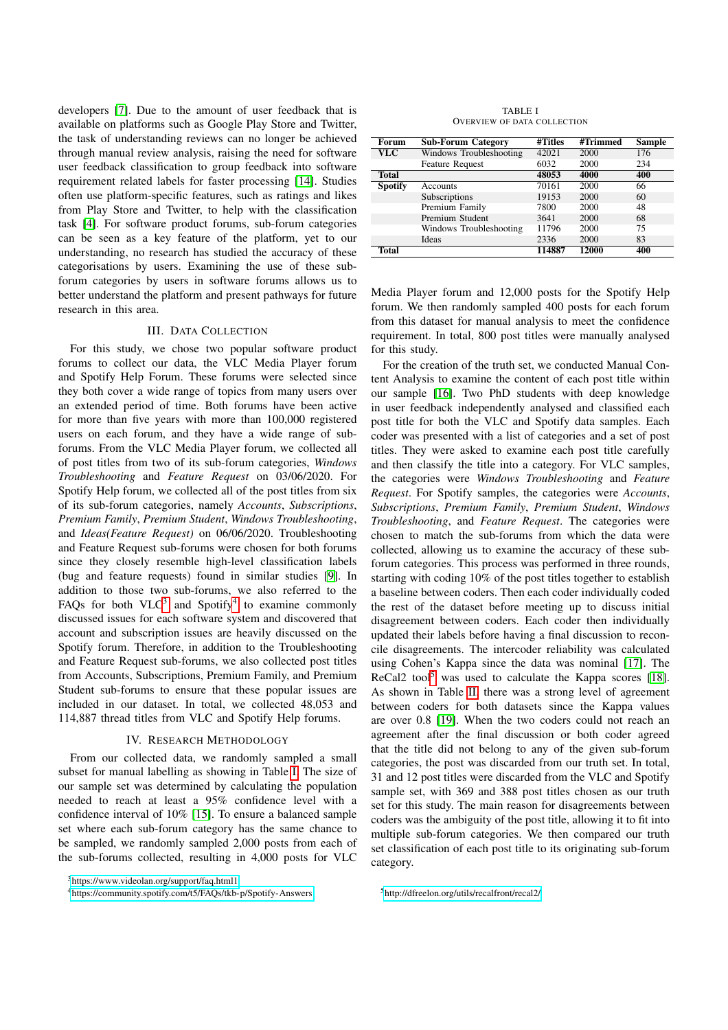developers [7]. Due to the amount of user feedback that is available on platforms such as Google Play Store and Twitter, the task of understanding reviews can no longer be achieved through manual review analysis, raising the need for software user feedback classification to group feedback into software requirement related labels for faster processing [14]. Studies often use platform-specific features, such as ratings and likes from Play Store and Twitter, to help with the classification task [4]. For software product forums, sub-forum categories can be seen as a key feature of the platform, yet to our understanding, no research has studied the accuracy of these categorisations by users. Examining the use of these sub-forum categories by users in software forums allows us to better understand the platform and present pathways for future research in this area.

## III. Data Collection

For this study, we chose two popular software product forums to collect our data, the VLC Media Player forum and Spotify Help Forum. These forums were selected since they both cover a wide range of topics from many users over an extended period of time. Both forums have been active for more than five years with more than 100,000 registered users on each forum, and they have a wide range of sub-forums. From the VLC Media Player forum, we collected all of post titles from two of its sub-forum categories, *Windows Troubleshooting* and *Feature Request* on 03/06/2020. For Spotify Help forum, we collected all of the post titles from six of its sub-forum categories, namely *Accounts*, *Subscriptions*, *Premium Family*, *Premium Student*, *Windows Troubleshooting*, and *Ideas(Feature Request)* on 06/06/2020. Troubleshooting and Feature Request sub-forums were chosen for both forums since they closely resemble high-level classification labels (bug and feature requests) found in similar studies [9]. In addition to those two sub-forums, we also referred to the FAQs for both VLC[3] and Spotify[4] to examine commonly discussed issues for each software system and discovered that account and subscription issues are heavily discussed on the Spotify forum. Therefore, in addition to the Troubleshooting and Feature Request sub-forums, we also collected post titles from Accounts, Subscriptions, Premium Family, and Premium Student sub-forums to ensure that these popular issues are included in our dataset. In total, we collected 48,053 and 114,887 thread titles from VLC and Spotify Help forums.

## IV. Research Methodology

From our collected data, we randomly sampled a small subset for manual labelling as showing in Table I. The size of our sample set was determined by calculating the population needed to reach at least a 95% confidence level with a confidence interval of 10% [15]. To ensure a balanced sample set where each sub-forum category has the same chance to be sampled, we randomly sampled 2,000 posts from each of the sub-forums collected, resulting in 4,000 posts for VLC Media Player forum and 12,000 posts for the Spotify Help forum. We then randomly sampled 400 posts for each forum from this dataset for manual analysis to meet the confidence requirement. In total, 800 post titles were manually analysed for this study.

TABLE I
Overview of Data Collection

| Forum | Sub-Forum Category | #Titles | #Trimmed | Sample |
|---|---|---|---|---|
| **VLC** | Windows Troubleshooting | 42021 | 2000 | 176 |
| | Feature Request | 6032 | 2000 | 234 |
| **Total** | | **48053** | **4000** | **400** |
| **Spotify** | Accounts | 70161 | 2000 | 66 |
| | Subscriptions | 19153 | 2000 | 60 |
| | Premium Family | 7800 | 2000 | 48 |
| | Premium Student | 3641 | 2000 | 68 |
| | Windows Troubleshooting | 11796 | 2000 | 75 |
| | Ideas | 2336 | 2000 | 83 |
| **Total** | | **114887** | **12000** | **400** |

For the creation of the truth set, we conducted Manual Content Analysis to examine the content of each post title within our sample [16]. Two PhD students with deep knowledge in user feedback independently analysed and classified each post title for both the VLC and Spotify data samples. Each coder was presented with a list of categories and a set of post titles. They were asked to examine each post title carefully and then classify the title into a category. For VLC samples, the categories were *Windows Troubleshooting* and *Feature Request*. For Spotify samples, the categories were *Accounts*, *Subscriptions*, *Premium Family*, *Premium Student*, *Windows Troubleshooting*, and *Feature Request*. The categories were chosen to match the sub-forums from which the data were collected, allowing us to examine the accuracy of these sub-forum categories. This process was performed in three rounds, starting with coding 10% of the post titles together to establish a baseline between coders. Then each coder individually coded the rest of the dataset before meeting up to discuss initial disagreement between coders. Each coder then individually updated their labels before having a final discussion to reconcile disagreements. The intercoder reliability was calculated using Cohen's Kappa since the data was nominal [17]. The ReCal2 tool[5] was used to calculate the Kappa scores [18]. As shown in Table II, there was a strong level of agreement between coders for both datasets since the Kappa values are over 0.8 [19]. When the two coders could not reach an agreement after the final discussion or both coder agreed that the title did not belong to any of the given sub-forum categories, the post was discarded from our truth set. In total, 31 and 12 post titles were discarded from the VLC and Spotify sample set, with 369 and 388 post titles chosen as our truth set for this study. The main reason for disagreements between coders was the ambiguity of the post title, allowing it to fit into multiple sub-forum categories. We then compared our truth set classification of each post title to its originating sub-forum category.

[3] https://www.videolan.org/support/faq.html

[4] https://community.spotify.com/t5/FAQs/tkb-p/Spotify-Answers

[5] http://dfreelon.org/utils/recalfront/recal2/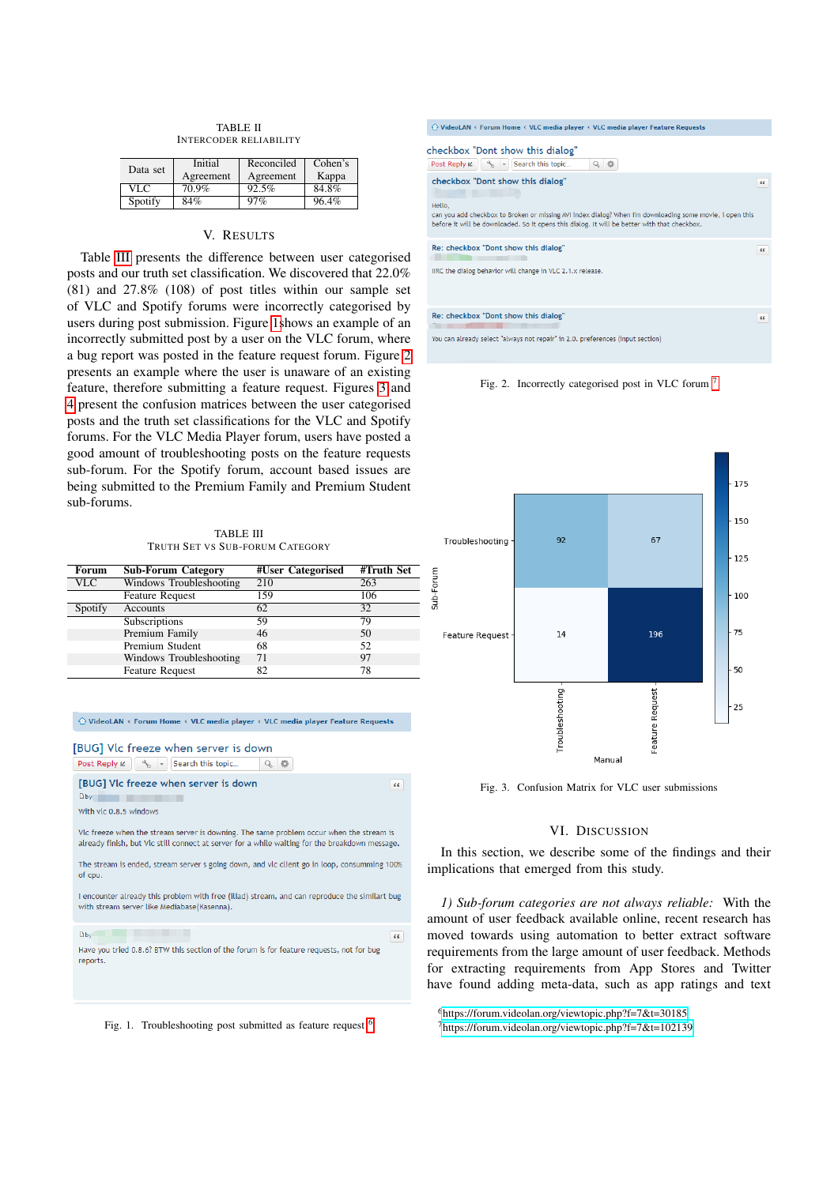TABLE II
INTERCODER RELIABILITY

| Data set | Initial Agreement | Reconciled Agreement | Cohen's Kappa |
|---|---|---|---|
| VLC | 70.9% | 92.5% | 84.8% |
| Spotify | 84% | 97% | 96.4% |

## V. RESULTS

Table III presents the difference between user categorised posts and our truth set classification. We discovered that 22.0% (81) and 27.8% (108) of post titles within our sample set of VLC and Spotify forums were incorrectly categorised by users during post submission. Figure 1 shows an example of an incorrectly submitted post by a user on the VLC forum, where a bug report was posted in the feature request forum. Figure 2 presents an example where the user is unaware of an existing feature, therefore submitting a feature request. Figures 3 and 4 present the confusion matrices between the user categorised posts and the truth set classifications for the VLC and Spotify forums. For the VLC Media Player forum, users have posted a good amount of troubleshooting posts on the feature requests sub-forum. For the Spotify forum, account based issues are being submitted to the Premium Family and Premium Student sub-forums.

TABLE III
TRUTH SET VS SUB-FORUM CATEGORY

| Forum | Sub-Forum Category | #User Categorised | #Truth Set |
|---|---|---|---|
| VLC | Windows Troubleshooting | 210 | 263 |
| | Feature Request | 159 | 106 |
| Spotify | Accounts | 62 | 32 |
| | Subscriptions | 59 | 79 |
| | Premium Family | 46 | 50 |
| | Premium Student | 68 | 52 |
| | Windows Troubleshooting | 71 | 97 |
| | Feature Request | 82 | 78 |

Fig. 1. Troubleshooting post submitted as feature request [6]

Fig. 2. Incorrectly categorised post in VLC forum [7]

Fig. 3. Confusion Matrix for VLC user submissions

## VI. DISCUSSION

In this section, we describe some of the findings and their implications that emerged from this study.

*1) Sub-forum categories are not always reliable:* With the amount of user feedback available online, recent research has moved towards using automation to better extract software requirements from the large amount of user feedback. Methods for extracting requirements from App Stores and Twitter have found adding meta-data, such as app ratings and text

[6] https://forum.videolan.org/viewtopic.php?f=7&t=30185

[7] https://forum.videolan.org/viewtopic.php?f=7&t=102139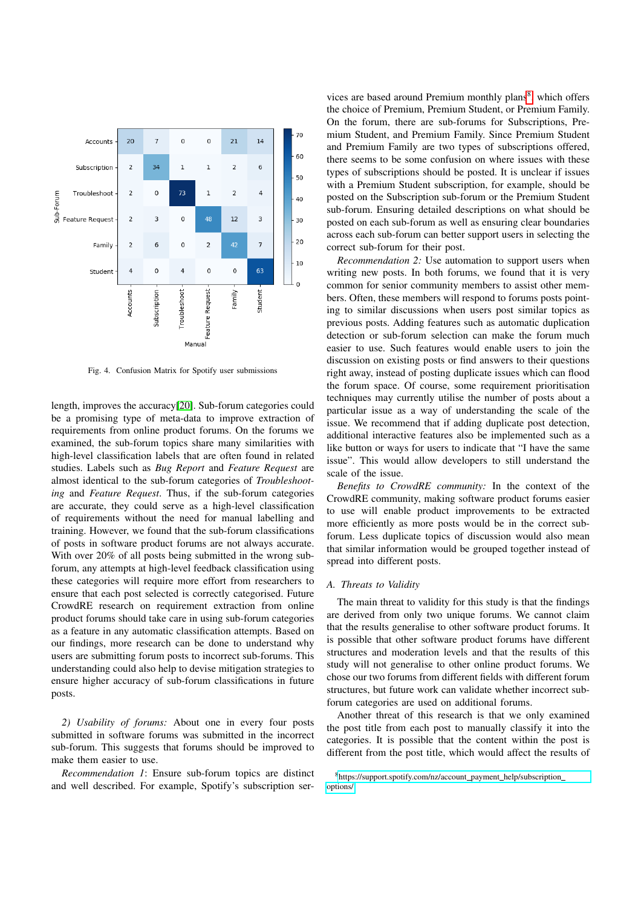| Sub-Forum \ Manual | Accounts | Subscription | Troubleshoot | Feature Request | Family | Student |
|---|---|---|---|---|---|---|
| Accounts | 20 | 7 | 0 | 0 | 21 | 14 |
| Subscription | 2 | 34 | 1 | 1 | 2 | 6 |
| Troubleshoot | 2 | 0 | 73 | 1 | 2 | 4 |
| Feature Request | 2 | 3 | 0 | 48 | 12 | 3 |
| Family | 2 | 6 | 0 | 2 | 42 | 7 |
| Student | 4 | 0 | 4 | 0 | 0 | 63 |

Fig. 4. Confusion Matrix for Spotify user submissions

length, improves the accuracy[20]. Sub-forum categories could be a promising type of meta-data to improve extraction of requirements from online product forums. On the forums we examined, the sub-forum topics share many similarities with high-level classification labels that are often found in related studies. Labels such as *Bug Report* and *Feature Request* are almost identical to the sub-forum categories of *Troubleshooting* and *Feature Request*. Thus, if the sub-forum categories are accurate, they could serve as a high-level classification of requirements without the need for manual labelling and training. However, we found that the sub-forum classifications of posts in software product forums are not always accurate. With over 20% of all posts being submitted in the wrong sub-forum, any attempts at high-level feedback classification using these categories will require more effort from researchers to ensure that each post selected is correctly categorised. Future CrowdRE research on requirement extraction from online product forums should take care in using sub-forum categories as a feature in any automatic classification attempts. Based on our findings, more research can be done to understand why users are submitting forum posts to incorrect sub-forums. This understanding could also help to devise mitigation strategies to ensure higher accuracy of sub-forum classifications in future posts.

*2) Usability of forums:* About one in every four posts submitted in software forums was submitted in the incorrect sub-forum. This suggests that forums should be improved to make them easier to use.

*Recommendation 1*: Ensure sub-forum topics are distinct and well described. For example, Spotify's subscription services are based around Premium monthly plans[8] which offers the choice of Premium, Premium Student, or Premium Family. On the forum, there are sub-forums for Subscriptions, Premium Student, and Premium Family. Since Premium Student and Premium Family are two types of subscriptions offered, there seems to be some confusion on where issues with these types of subscriptions should be posted. It is unclear if issues with a Premium Student subscription, for example, should be posted on the Subscription sub-forum or the Premium Student sub-forum. Ensuring detailed descriptions on what should be posted on each sub-forum as well as ensuring clear boundaries across each sub-forum can better support users in selecting the correct sub-forum for their post.

*Recommendation 2:* Use automation to support users when writing new posts. In both forums, we found that it is very common for senior community members to assist other members. Often, these members will respond to forums posts pointing to similar discussions when users post similar topics as previous posts. Adding features such as automatic duplication detection or sub-forum selection can make the forum much easier to use. Such features would enable users to join the discussion on existing posts or find answers to their questions right away, instead of posting duplicate issues which can flood the forum space. Of course, some requirement prioritisation techniques may currently utilise the number of posts about a particular issue as a way of understanding the scale of the issue. We recommend that if adding duplicate post detection, additional interactive features also be implemented such as a like button or ways for users to indicate that "I have the same issue". This would allow developers to still understand the scale of the issue.

*Benefits to CrowdRE community:* In the context of the CrowdRE community, making software product forums easier to use will enable product improvements to be extracted more efficiently as more posts would be in the correct sub-forum. Less duplicate topics of discussion would also mean that similar information would be grouped together instead of spread into different posts.

### A. Threats to Validity

The main threat to validity for this study is that the findings are derived from only two unique forums. We cannot claim that the results generalise to other software product forums. It is possible that other software product forums have different structures and moderation levels and that the results of this study will not generalise to other online product forums. We chose our two forums from different fields with different forum structures, but future work can validate whether incorrect sub-forum categories are used on additional forums.

Another threat of this research is that we only examined the post title from each post to manually classify it into the categories. It is possible that the content within the post is different from the post title, which would affect the results of

[8] https://support.spotify.com/nz/account_payment_help/subscription_options/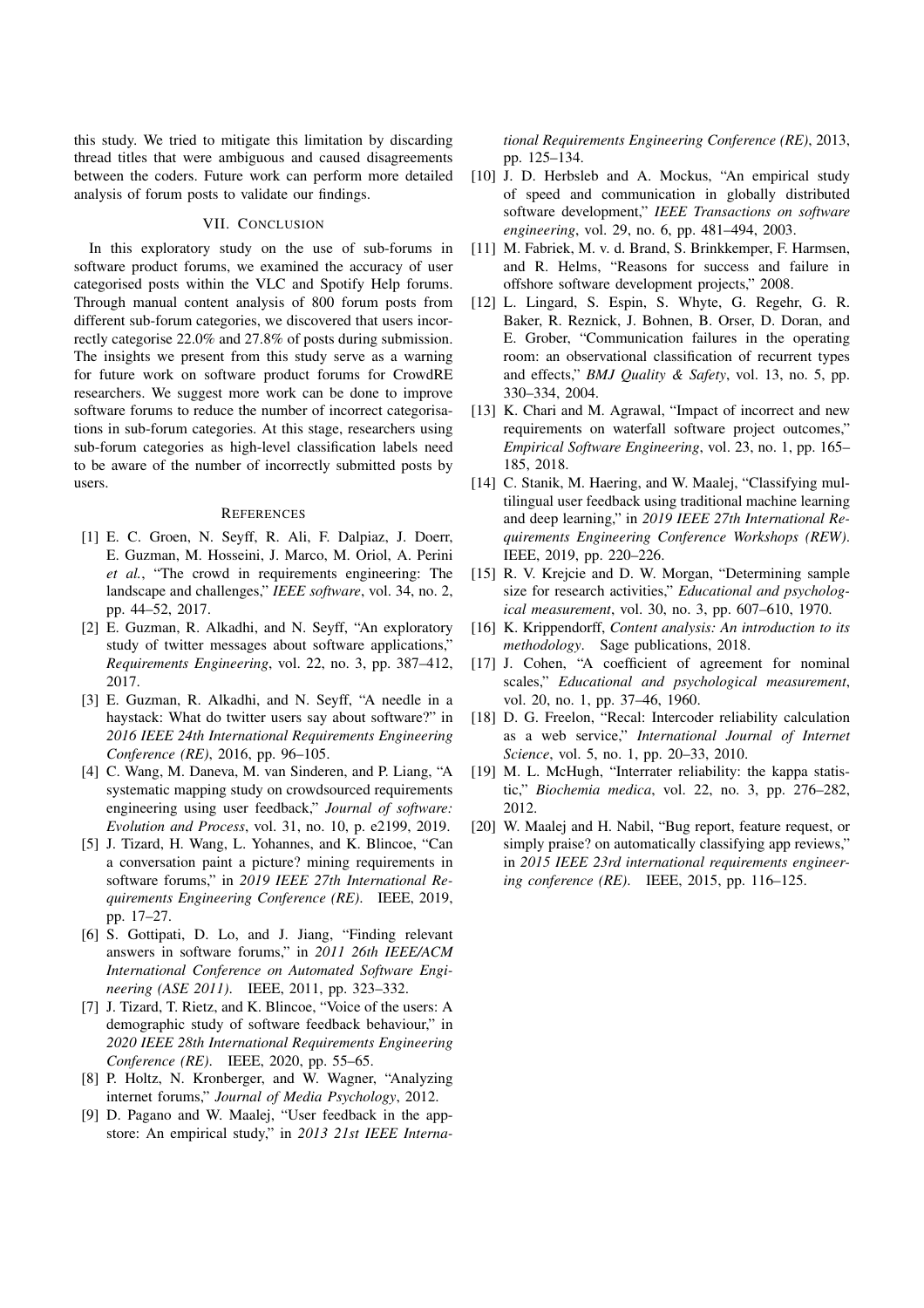this study. We tried to mitigate this limitation by discarding thread titles that were ambiguous and caused disagreements between the coders. Future work can perform more detailed analysis of forum posts to validate our findings.

## VII. Conclusion

In this exploratory study on the use of sub-forums in software product forums, we examined the accuracy of user categorised posts within the VLC and Spotify Help forums. Through manual content analysis of 800 forum posts from different sub-forum categories, we discovered that users incorrectly categorise 22.0% and 27.8% of posts during submission. The insights we present from this study serve as a warning for future work on software product forums for CrowdRE researchers. We suggest more work can be done to improve software forums to reduce the number of incorrect categorisations in sub-forum categories. At this stage, researchers using sub-forum categories as high-level classification labels need to be aware of the number of incorrectly submitted posts by users.

## References

[1] E. C. Groen, N. Seyff, R. Ali, F. Dalpiaz, J. Doerr, E. Guzman, M. Hosseini, J. Marco, M. Oriol, A. Perini *et al.*, "The crowd in requirements engineering: The landscape and challenges," *IEEE software*, vol. 34, no. 2, pp. 44–52, 2017.

[2] E. Guzman, R. Alkadhi, and N. Seyff, "An exploratory study of twitter messages about software applications," *Requirements Engineering*, vol. 22, no. 3, pp. 387–412, 2017.

[3] E. Guzman, R. Alkadhi, and N. Seyff, "A needle in a haystack: What do twitter users say about software?" in *2016 IEEE 24th International Requirements Engineering Conference (RE)*, 2016, pp. 96–105.

[4] C. Wang, M. Daneva, M. van Sinderen, and P. Liang, "A systematic mapping study on crowdsourced requirements engineering using user feedback," *Journal of software: Evolution and Process*, vol. 31, no. 10, p. e2199, 2019.

[5] J. Tizard, H. Wang, L. Yohannes, and K. Blincoe, "Can a conversation paint a picture? mining requirements in software forums," in *2019 IEEE 27th International Requirements Engineering Conference (RE)*. IEEE, 2019, pp. 17–27.

[6] S. Gottipati, D. Lo, and J. Jiang, "Finding relevant answers in software forums," in *2011 26th IEEE/ACM International Conference on Automated Software Engineering (ASE 2011)*. IEEE, 2011, pp. 323–332.

[7] J. Tizard, T. Rietz, and K. Blincoe, "Voice of the users: A demographic study of software feedback behaviour," in *2020 IEEE 28th International Requirements Engineering Conference (RE)*. IEEE, 2020, pp. 55–65.

[8] P. Holtz, N. Kronberger, and W. Wagner, "Analyzing internet forums," *Journal of Media Psychology*, 2012.

[9] D. Pagano and W. Maalej, "User feedback in the appstore: An empirical study," in *2013 21st IEEE International Requirements Engineering Conference (RE)*, 2013, pp. 125–134.

[10] J. D. Herbsleb and A. Mockus, "An empirical study of speed and communication in globally distributed software development," *IEEE Transactions on software engineering*, vol. 29, no. 6, pp. 481–494, 2003.

[11] M. Fabriek, M. v. d. Brand, S. Brinkkemper, F. Harmsen, and R. Helms, "Reasons for success and failure in offshore software development projects," 2008.

[12] L. Lingard, S. Espin, S. Whyte, G. Regehr, G. R. Baker, R. Reznick, J. Bohnen, B. Orser, D. Doran, and E. Grober, "Communication failures in the operating room: an observational classification of recurrent types and effects," *BMJ Quality & Safety*, vol. 13, no. 5, pp. 330–334, 2004.

[13] K. Chari and M. Agrawal, "Impact of incorrect and new requirements on waterfall software project outcomes," *Empirical Software Engineering*, vol. 23, no. 1, pp. 165–185, 2018.

[14] C. Stanik, M. Haering, and W. Maalej, "Classifying multilingual user feedback using traditional machine learning and deep learning," in *2019 IEEE 27th International Requirements Engineering Conference Workshops (REW)*. IEEE, 2019, pp. 220–226.

[15] R. V. Krejcie and D. W. Morgan, "Determining sample size for research activities," *Educational and psychological measurement*, vol. 30, no. 3, pp. 607–610, 1970.

[16] K. Krippendorff, *Content analysis: An introduction to its methodology*. Sage publications, 2018.

[17] J. Cohen, "A coefficient of agreement for nominal scales," *Educational and psychological measurement*, vol. 20, no. 1, pp. 37–46, 1960.

[18] D. G. Freelon, "Recal: Intercoder reliability calculation as a web service," *International Journal of Internet Science*, vol. 5, no. 1, pp. 20–33, 2010.

[19] M. L. McHugh, "Interrater reliability: the kappa statistic," *Biochemia medica*, vol. 22, no. 3, pp. 276–282, 2012.

[20] W. Maalej and H. Nabil, "Bug report, feature request, or simply praise? on automatically classifying app reviews," in *2015 IEEE 23rd international requirements engineering conference (RE)*. IEEE, 2015, pp. 116–125.